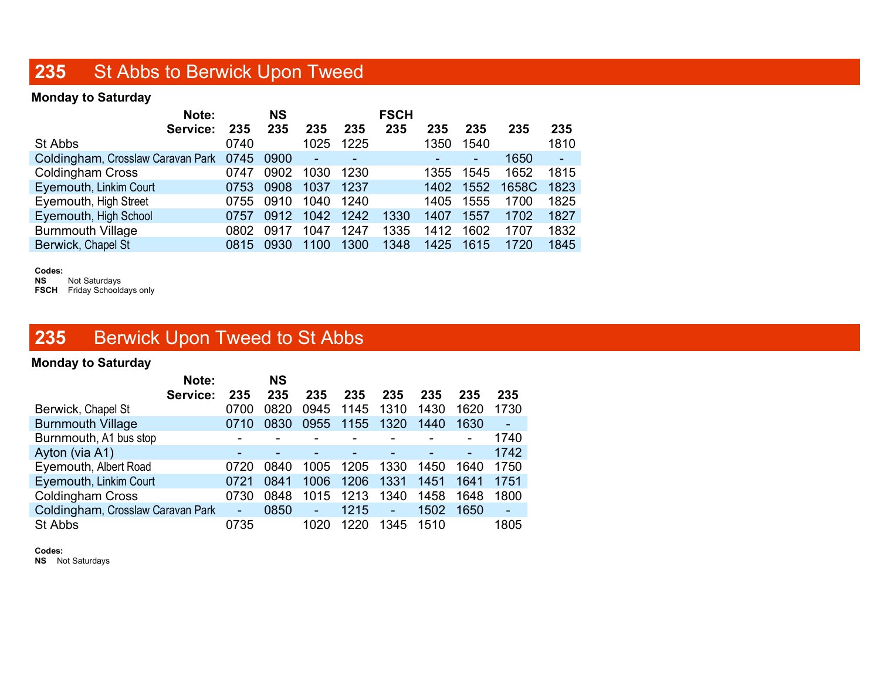# 235 St Abbs to Berwick Upon Tweed

**Monday to Saturday**

| Note: | | NS | | | FSCH | | | | |
|---|---|---|---|---|---|---|---|---|---|
| **Service:** | **235** | **235** | **235** | **235** | **235** | **235** | **235** | **235** | **235** |
| St Abbs | 0740 | | 1025 | 1225 | | 1350 | 1540 | | 1810 |
| Coldingham, Crosslaw Caravan Park | 0745 | 0900 | - | - | | - | - | 1650 | - |
| Coldingham Cross | 0747 | 0902 | 1030 | 1230 | | 1355 | 1545 | 1652 | 1815 |
| Eyemouth, Linkim Court | 0753 | 0908 | 1037 | 1237 | | 1402 | 1552 | 1658C | 1823 |
| Eyemouth, High Street | 0755 | 0910 | 1040 | 1240 | | 1405 | 1555 | 1700 | 1825 |
| Eyemouth, High School | 0757 | 0912 | 1042 | 1242 | 1330 | 1407 | 1557 | 1702 | 1827 |
| Burnmouth Village | 0802 | 0917 | 1047 | 1247 | 1335 | 1412 | 1602 | 1707 | 1832 |
| Berwick, Chapel St | 0815 | 0930 | 1100 | 1300 | 1348 | 1425 | 1615 | 1720 | 1845 |

**Codes:**
**NS** Not Saturdays
**FSCH** Friday Schooldays only

# 235 Berwick Upon Tweed to St Abbs

**Monday to Saturday**

| Note: | | NS | | | | | | |
|---|---|---|---|---|---|---|---|---|
| **Service:** | **235** | **235** | **235** | **235** | **235** | **235** | **235** | **235** |
| Berwick, Chapel St | 0700 | 0820 | 0945 | 1145 | 1310 | 1430 | 1620 | 1730 |
| Burnmouth Village | 0710 | 0830 | 0955 | 1155 | 1320 | 1440 | 1630 | - |
| Burnmouth, A1 bus stop | - | - | - | - | - | - | - | 1740 |
| Ayton (via A1) | - | - | - | - | - | - | - | 1742 |
| Eyemouth, Albert Road | 0720 | 0840 | 1005 | 1205 | 1330 | 1450 | 1640 | 1750 |
| Eyemouth, Linkim Court | 0721 | 0841 | 1006 | 1206 | 1331 | 1451 | 1641 | 1751 |
| Coldingham Cross | 0730 | 0848 | 1015 | 1213 | 1340 | 1458 | 1648 | 1800 |
| Coldingham, Crosslaw Caravan Park | - | 0850 | - | 1215 | - | 1502 | 1650 | - |
| St Abbs | 0735 | | 1020 | 1220 | 1345 | 1510 | | 1805 |

**Codes:**
**NS** Not Saturdays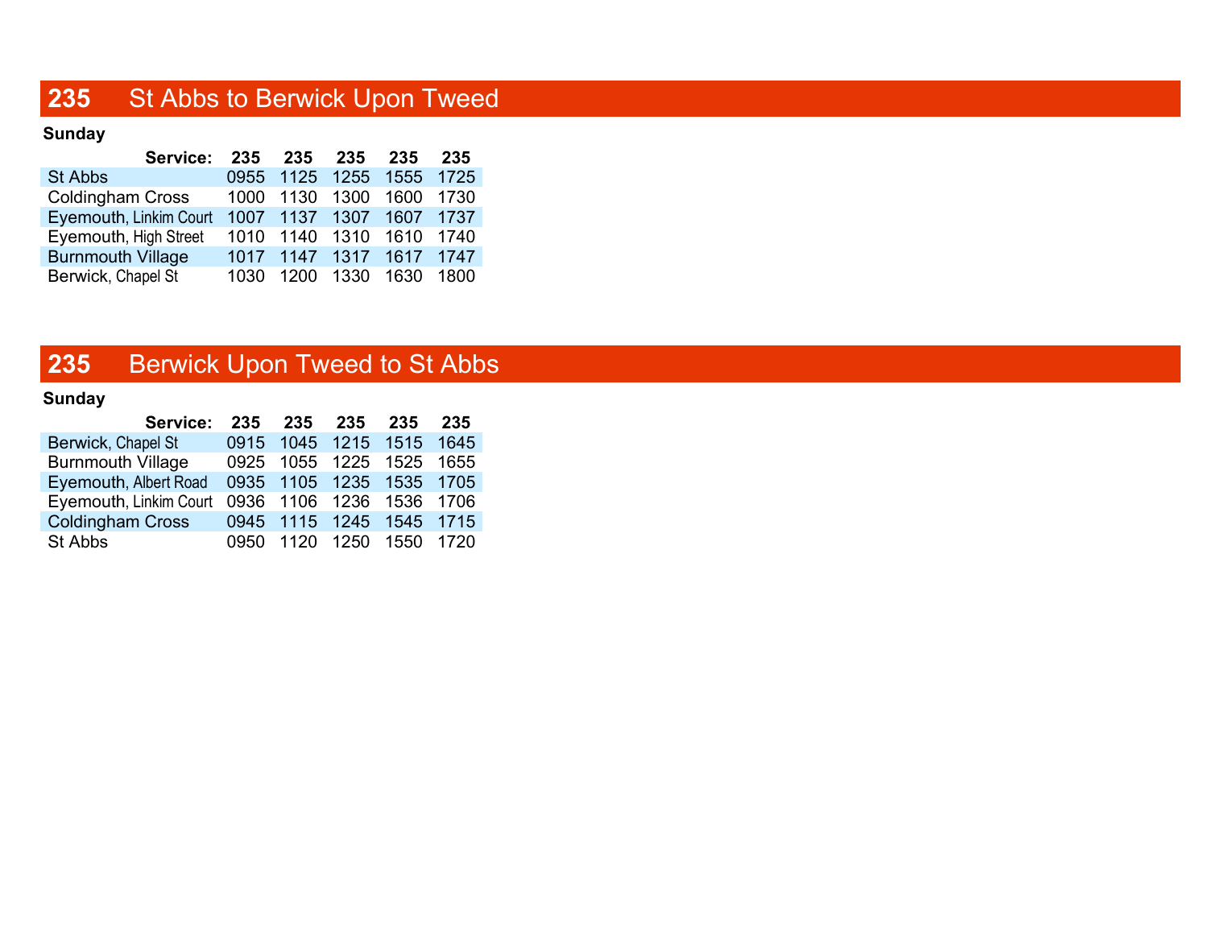## 235 St Abbs to Berwick Upon Tweed

**Sunday**

| Service: | 235 | 235 | 235 | 235 | 235 |
|---|---|---|---|---|---|
| St Abbs | 0955 | 1125 | 1255 | 1555 | 1725 |
| Coldingham Cross | 1000 | 1130 | 1300 | 1600 | 1730 |
| Eyemouth, Linkim Court | 1007 | 1137 | 1307 | 1607 | 1737 |
| Eyemouth, High Street | 1010 | 1140 | 1310 | 1610 | 1740 |
| Burnmouth Village | 1017 | 1147 | 1317 | 1617 | 1747 |
| Berwick, Chapel St | 1030 | 1200 | 1330 | 1630 | 1800 |

## 235 Berwick Upon Tweed to St Abbs

**Sunday**

| Service: | 235 | 235 | 235 | 235 | 235 |
|---|---|---|---|---|---|
| Berwick, Chapel St | 0915 | 1045 | 1215 | 1515 | 1645 |
| Burnmouth Village | 0925 | 1055 | 1225 | 1525 | 1655 |
| Eyemouth, Albert Road | 0935 | 1105 | 1235 | 1535 | 1705 |
| Eyemouth, Linkim Court | 0936 | 1106 | 1236 | 1536 | 1706 |
| Coldingham Cross | 0945 | 1115 | 1245 | 1545 | 1715 |
| St Abbs | 0950 | 1120 | 1250 | 1550 | 1720 |